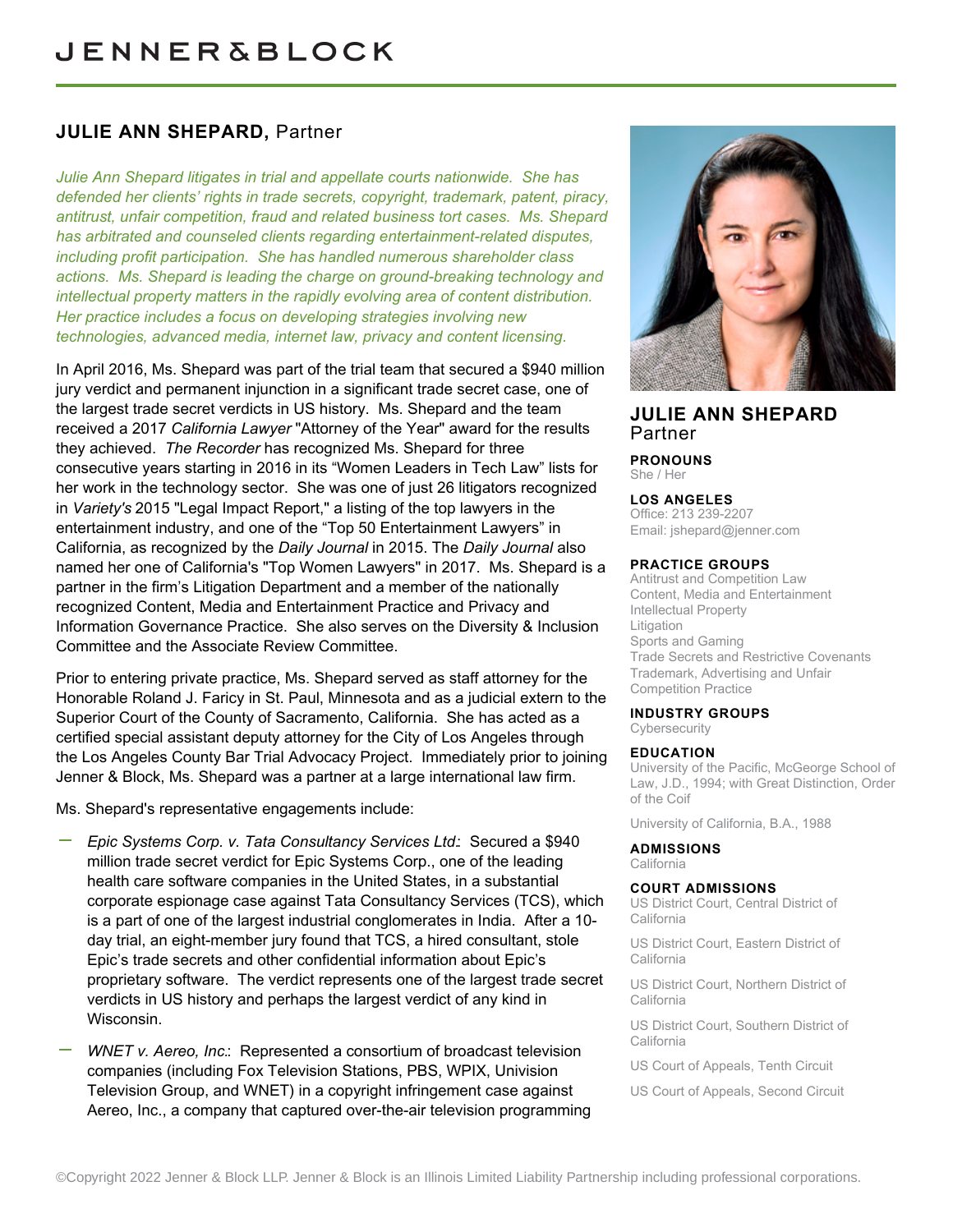# JENNER&BLOCK

## JULIE ANN SHEPARD, Partner

*Julie Ann Shepard litigates in trial and appellate courts nationwide. She has defended her clients' rights in trade secrets, copyright, trademark, patent, piracy, antitrust, unfair competition, fraud and related business tort cases. Ms. Shepard has arbitrated and counseled clients regarding entertainment-related disputes, including profit participation. She has handled numerous shareholder class actions. Ms. Shepard is leading the charge on ground-breaking technology and intellectual property matters in the rapidly evolving area of content distribution. Her practice includes a focus on developing strategies involving new technologies, advanced media, internet law, privacy and content licensing.*

In April 2016, Ms. Shepard was part of the trial team that secured a $940 million jury verdict and permanent injunction in a significant trade secret case, one of the largest trade secret verdicts in US history. Ms. Shepard and the team received a 2017 *California Lawyer* "Attorney of the Year" award for the results they achieved. *The Recorder* has recognized Ms. Shepard for three consecutive years starting in 2016 in its "Women Leaders in Tech Law" lists for her work in the technology sector. She was one of just 26 litigators recognized in *Variety's* 2015 "Legal Impact Report," a listing of the top lawyers in the entertainment industry, and one of the "Top 50 Entertainment Lawyers" in California, as recognized by the *Daily Journal* in 2015. The *Daily Journal* also named her one of California's "Top Women Lawyers" in 2017. Ms. Shepard is a partner in the firm's Litigation Department and a member of the nationally recognized Content, Media and Entertainment Practice and Privacy and Information Governance Practice. She also serves on the Diversity & Inclusion Committee and the Associate Review Committee.

Prior to entering private practice, Ms. Shepard served as staff attorney for the Honorable Roland J. Faricy in St. Paul, Minnesota and as a judicial extern to the Superior Court of the County of Sacramento, California. She has acted as a certified special assistant deputy attorney for the City of Los Angeles through the Los Angeles County Bar Trial Advocacy Project. Immediately prior to joining Jenner & Block, Ms. Shepard was a partner at a large international law firm.

Ms. Shepard's representative engagements include:

- *Epic Systems Corp. v. Tata Consultancy Services Ltd.*: Secured a $940 million trade secret verdict for Epic Systems Corp., one of the leading health care software companies in the United States, in a substantial corporate espionage case against Tata Consultancy Services (TCS), which is a part of one of the largest industrial conglomerates in India. After a 10-day trial, an eight-member jury found that TCS, a hired consultant, stole Epic's trade secrets and other confidential information about Epic's proprietary software. The verdict represents one of the largest trade secret verdicts in US history and perhaps the largest verdict of any kind in Wisconsin.
- *WNET v. Aereo, Inc.*: Represented a consortium of broadcast television companies (including Fox Television Stations, PBS, WPIX, Univision Television Group, and WNET) in a copyright infringement case against Aereo, Inc., a company that captured over-the-air television programming

### JULIE ANN SHEPARD
Partner

**PRONOUNS**
She / Her

**LOS ANGELES**
Office: 213 239-2207
Email: jshepard@jenner.com

**PRACTICE GROUPS**
Antitrust and Competition Law
Content, Media and Entertainment
Intellectual Property
Litigation
Sports and Gaming
Trade Secrets and Restrictive Covenants
Trademark, Advertising and Unfair Competition Practice

**INDUSTRY GROUPS**
Cybersecurity

**EDUCATION**
University of the Pacific, McGeorge School of Law, J.D., 1994; with Great Distinction, Order of the Coif

University of California, B.A., 1988

**ADMISSIONS**
California

**COURT ADMISSIONS**
US District Court, Central District of California

US District Court, Eastern District of California

US District Court, Northern District of California

US District Court, Southern District of California

US Court of Appeals, Tenth Circuit

US Court of Appeals, Second Circuit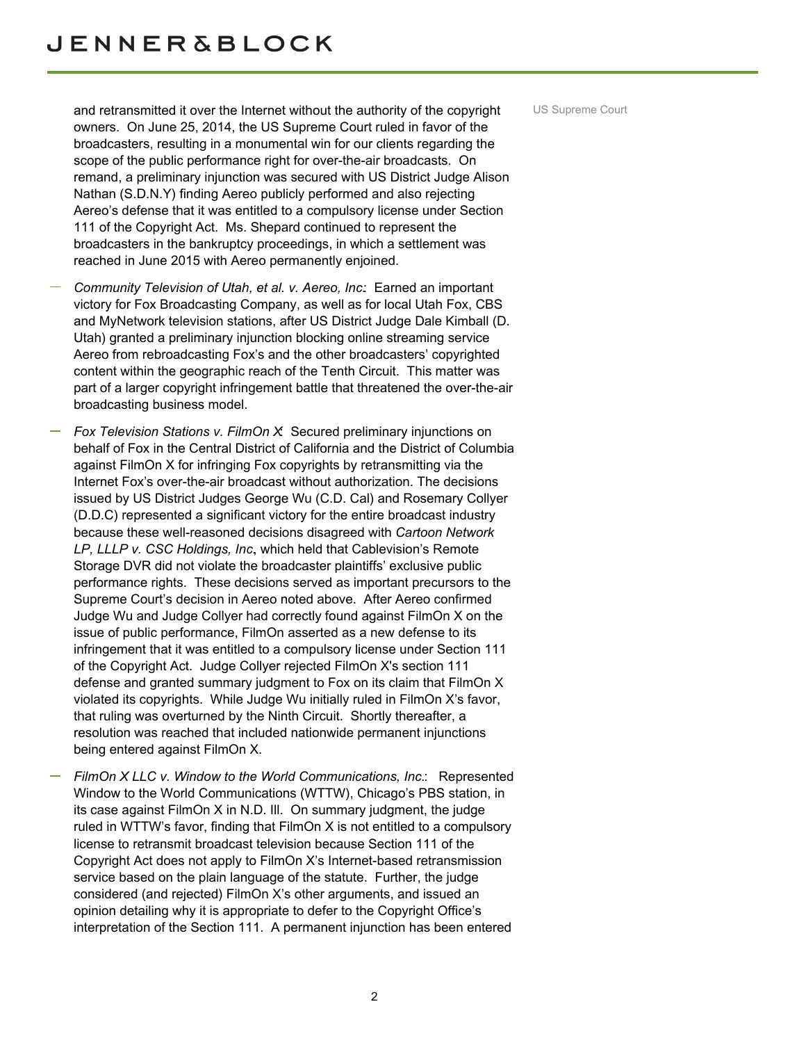and retransmitted it over the Internet without the authority of the copyright owners. On June 25, 2014, the US Supreme Court ruled in favor of the broadcasters, resulting in a monumental win for our clients regarding the scope of the public performance right for over-the-air broadcasts. On remand, a preliminary injunction was secured with US District Judge Alison Nathan (S.D.N.Y) finding Aereo publicly performed and also rejecting Aereo's defense that it was entitled to a compulsory license under Section 111 of the Copyright Act. Ms. Shepard continued to represent the broadcasters in the bankruptcy proceedings, in which a settlement was reached in June 2015 with Aereo permanently enjoined.

US Supreme Court

- *Community Television of Utah, et al. v. Aereo, Inc*: Earned an important victory for Fox Broadcasting Company, as well as for local Utah Fox, CBS and MyNetwork television stations, after US District Judge Dale Kimball (D. Utah) granted a preliminary injunction blocking online streaming service Aereo from rebroadcasting Fox's and the other broadcasters' copyrighted content within the geographic reach of the Tenth Circuit. This matter was part of a larger copyright infringement battle that threatened the over-the-air broadcasting business model.
- *Fox Television Stations v. FilmOn X*: Secured preliminary injunctions on behalf of Fox in the Central District of California and the District of Columbia against FilmOn X for infringing Fox copyrights by retransmitting via the Internet Fox's over-the-air broadcast without authorization. The decisions issued by US District Judges George Wu (C.D. Cal) and Rosemary Collyer (D.D.C) represented a significant victory for the entire broadcast industry because these well-reasoned decisions disagreed with *Cartoon Network LP, LLLP v. CSC Holdings, Inc*, which held that Cablevision's Remote Storage DVR did not violate the broadcaster plaintiffs' exclusive public performance rights. These decisions served as important precursors to the Supreme Court's decision in Aereo noted above. After Aereo confirmed Judge Wu and Judge Collyer had correctly found against FilmOn X on the issue of public performance, FilmOn asserted as a new defense to its infringement that it was entitled to a compulsory license under Section 111 of the Copyright Act. Judge Collyer rejected FilmOn X's section 111 defense and granted summary judgment to Fox on its claim that FilmOn X violated its copyrights. While Judge Wu initially ruled in FilmOn X's favor, that ruling was overturned by the Ninth Circuit. Shortly thereafter, a resolution was reached that included nationwide permanent injunctions being entered against FilmOn X.
- *FilmOn X LLC v. Window to the World Communications, Inc.*: Represented Window to the World Communications (WTTW), Chicago's PBS station, in its case against FilmOn X in N.D. Ill. On summary judgment, the judge ruled in WTTW's favor, finding that FilmOn X is not entitled to a compulsory license to retransmit broadcast television because Section 111 of the Copyright Act does not apply to FilmOn X's Internet-based retransmission service based on the plain language of the statute. Further, the judge considered (and rejected) FilmOn X's other arguments, and issued an opinion detailing why it is appropriate to defer to the Copyright Office's interpretation of the Section 111. A permanent injunction has been entered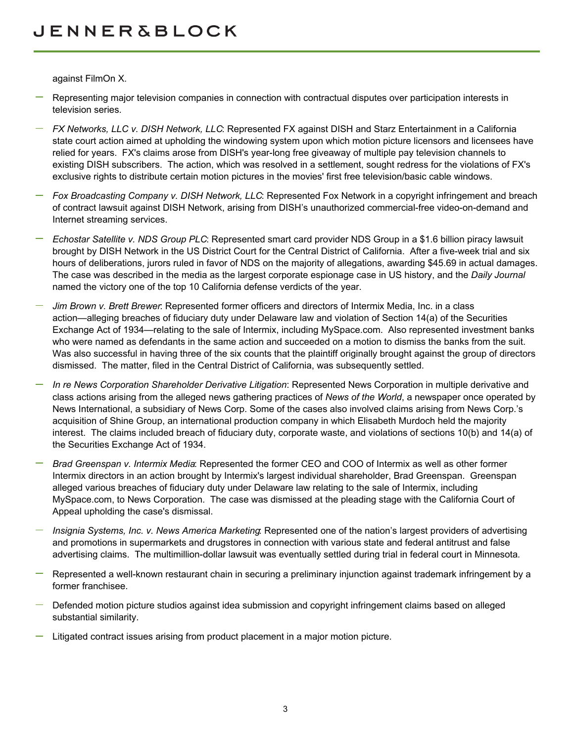against FilmOn X.

- Representing major television companies in connection with contractual disputes over participation interests in television series.
- *FX Networks, LLC v. DISH Network, LLC*: Represented FX against DISH and Starz Entertainment in a California state court action aimed at upholding the windowing system upon which motion picture licensors and licensees have relied for years. FX's claims arose from DISH's year-long free giveaway of multiple pay television channels to existing DISH subscribers. The action, which was resolved in a settlement, sought redress for the violations of FX's exclusive rights to distribute certain motion pictures in the movies' first free television/basic cable windows.
- *Fox Broadcasting Company v. DISH Network, LLC*: Represented Fox Network in a copyright infringement and breach of contract lawsuit against DISH Network, arising from DISH's unauthorized commercial-free video-on-demand and Internet streaming services.
- *Echostar Satellite v. NDS Group PLC*: Represented smart card provider NDS Group in a $1.6 billion piracy lawsuit brought by DISH Network in the US District Court for the Central District of California. After a five-week trial and six hours of deliberations, jurors ruled in favor of NDS on the majority of allegations, awarding $45.69 in actual damages. The case was described in the media as the largest corporate espionage case in US history, and the *Daily Journal* named the victory one of the top 10 California defense verdicts of the year.
- *Jim Brown v. Brett Brewer*: Represented former officers and directors of Intermix Media, Inc. in a class action—alleging breaches of fiduciary duty under Delaware law and violation of Section 14(a) of the Securities Exchange Act of 1934—relating to the sale of Intermix, including MySpace.com. Also represented investment banks who were named as defendants in the same action and succeeded on a motion to dismiss the banks from the suit. Was also successful in having three of the six counts that the plaintiff originally brought against the group of directors dismissed. The matter, filed in the Central District of California, was subsequently settled.
- *In re News Corporation Shareholder Derivative Litigation*: Represented News Corporation in multiple derivative and class actions arising from the alleged news gathering practices of *News of the World*, a newspaper once operated by News International, a subsidiary of News Corp. Some of the cases also involved claims arising from News Corp.'s acquisition of Shine Group, an international production company in which Elisabeth Murdoch held the majority interest. The claims included breach of fiduciary duty, corporate waste, and violations of sections 10(b) and 14(a) of the Securities Exchange Act of 1934.
- *Brad Greenspan v. Intermix Media*: Represented the former CEO and COO of Intermix as well as other former Intermix directors in an action brought by Intermix's largest individual shareholder, Brad Greenspan. Greenspan alleged various breaches of fiduciary duty under Delaware law relating to the sale of Intermix, including MySpace.com, to News Corporation. The case was dismissed at the pleading stage with the California Court of Appeal upholding the case's dismissal.
- *Insignia Systems, Inc. v. News America Marketing*: Represented one of the nation's largest providers of advertising and promotions in supermarkets and drugstores in connection with various state and federal antitrust and false advertising claims. The multimillion-dollar lawsuit was eventually settled during trial in federal court in Minnesota.
- Represented a well-known restaurant chain in securing a preliminary injunction against trademark infringement by a former franchisee.
- Defended motion picture studios against idea submission and copyright infringement claims based on alleged substantial similarity.
- Litigated contract issues arising from product placement in a major motion picture.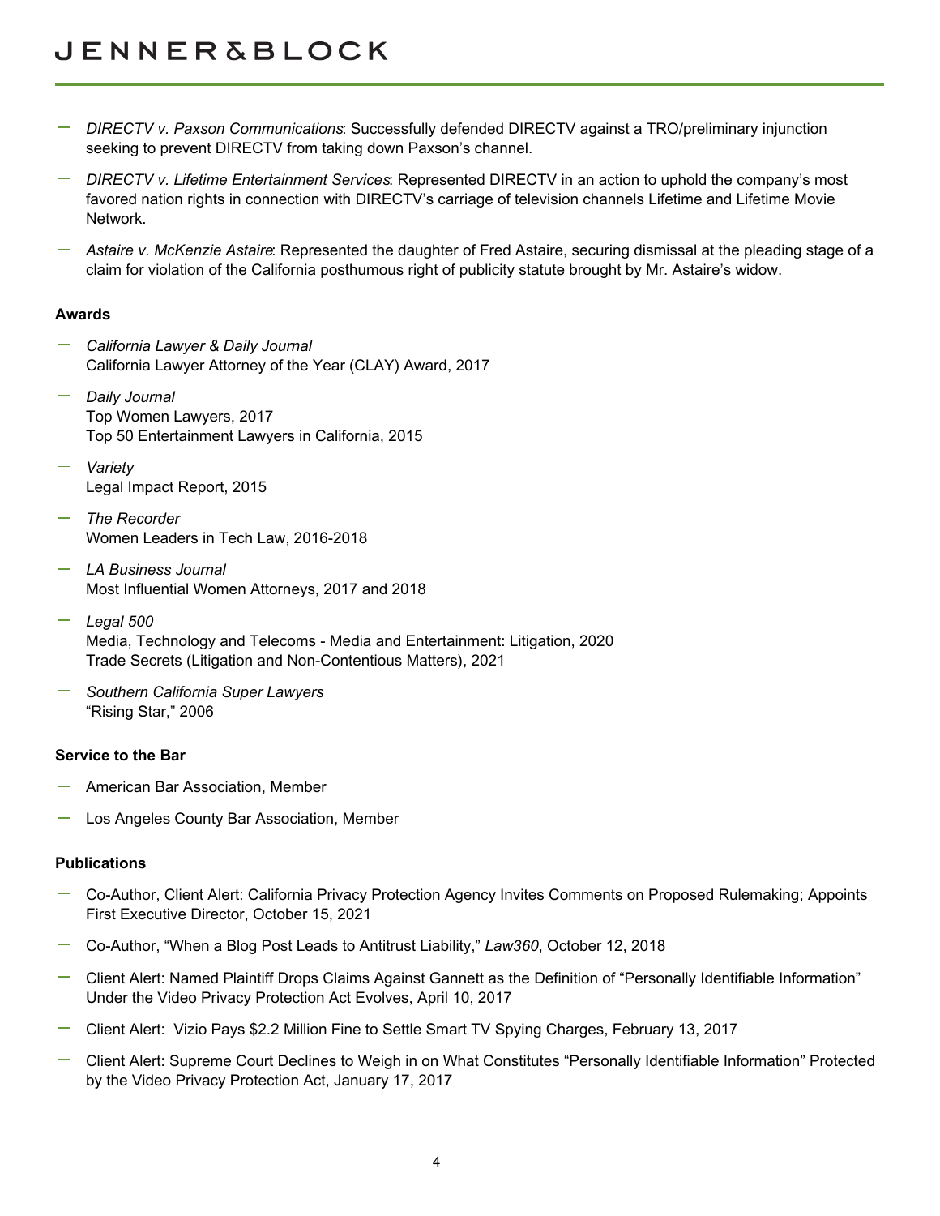- *DIRECTV v. Paxson Communications*: Successfully defended DIRECTV against a TRO/preliminary injunction seeking to prevent DIRECTV from taking down Paxson's channel.
- *DIRECTV v. Lifetime Entertainment Services*: Represented DIRECTV in an action to uphold the company's most favored nation rights in connection with DIRECTV's carriage of television channels Lifetime and Lifetime Movie Network.
- *Astaire v. McKenzie Astaire*: Represented the daughter of Fred Astaire, securing dismissal at the pleading stage of a claim for violation of the California posthumous right of publicity statute brought by Mr. Astaire's widow.

**Awards**

- *California Lawyer & Daily Journal*
  California Lawyer Attorney of the Year (CLAY) Award, 2017
- *Daily Journal*
  Top Women Lawyers, 2017
  Top 50 Entertainment Lawyers in California, 2015
- *Variety*
  Legal Impact Report, 2015
- *The Recorder*
  Women Leaders in Tech Law, 2016-2018
- *LA Business Journal*
  Most Influential Women Attorneys, 2017 and 2018
- *Legal 500*
  Media, Technology and Telecoms - Media and Entertainment: Litigation, 2020
  Trade Secrets (Litigation and Non-Contentious Matters), 2021
- *Southern California Super Lawyers*
  "Rising Star," 2006

**Service to the Bar**

- American Bar Association, Member
- Los Angeles County Bar Association, Member

**Publications**

- Co-Author, Client Alert: California Privacy Protection Agency Invites Comments on Proposed Rulemaking; Appoints First Executive Director, October 15, 2021
- Co-Author, "When a Blog Post Leads to Antitrust Liability," *Law360*, October 12, 2018
- Client Alert: Named Plaintiff Drops Claims Against Gannett as the Definition of "Personally Identifiable Information" Under the Video Privacy Protection Act Evolves, April 10, 2017
- Client Alert: Vizio Pays $2.2 Million Fine to Settle Smart TV Spying Charges, February 13, 2017
- Client Alert: Supreme Court Declines to Weigh in on What Constitutes "Personally Identifiable Information" Protected by the Video Privacy Protection Act, January 17, 2017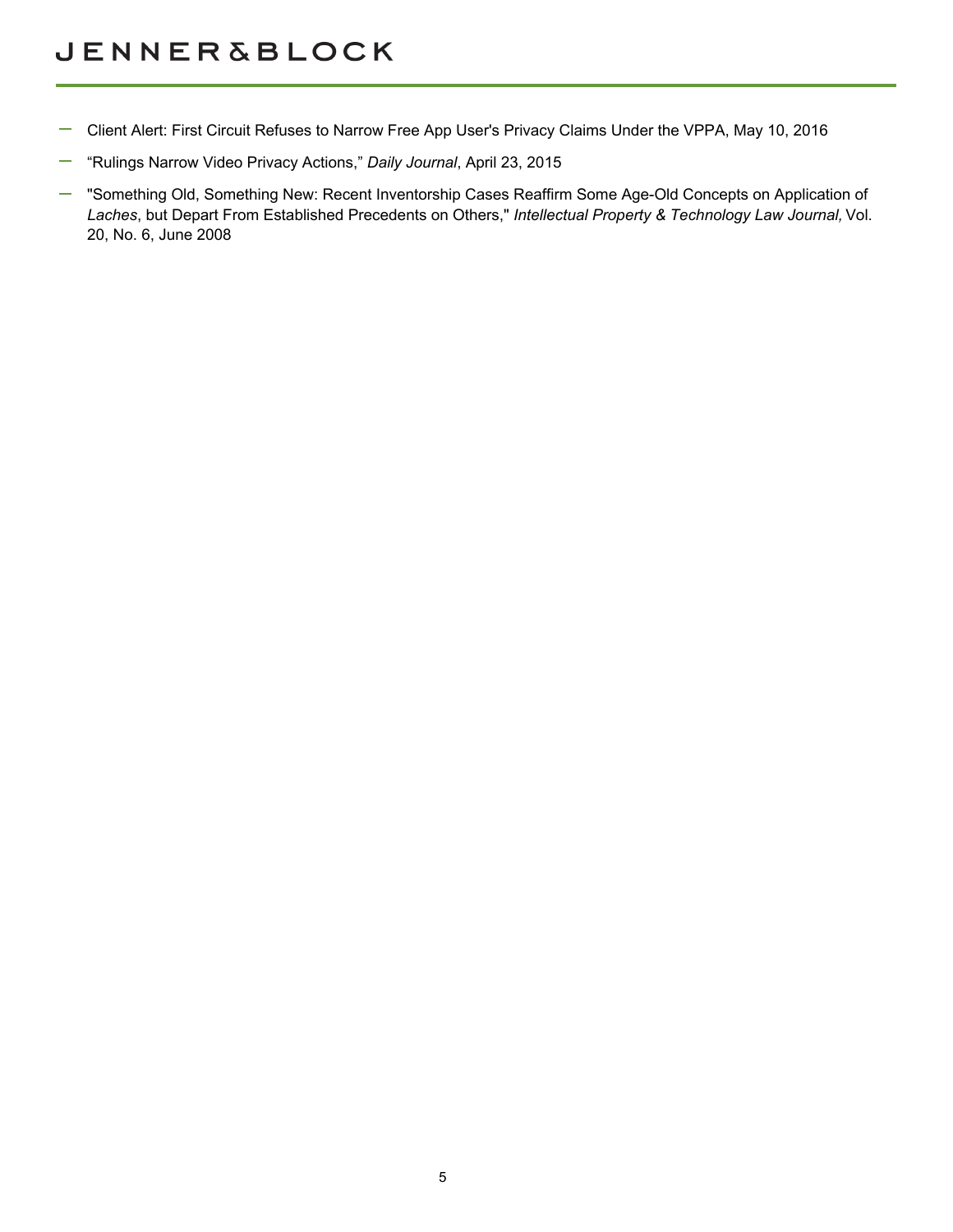- Client Alert: First Circuit Refuses to Narrow Free App User's Privacy Claims Under the VPPA, May 10, 2016
- "Rulings Narrow Video Privacy Actions," *Daily Journal*, April 23, 2015
- "Something Old, Something New: Recent Inventorship Cases Reaffirm Some Age-Old Concepts on Application of *Laches*, but Depart From Established Precedents on Others," *Intellectual Property & Technology Law Journal,* Vol. 20, No. 6, June 2008